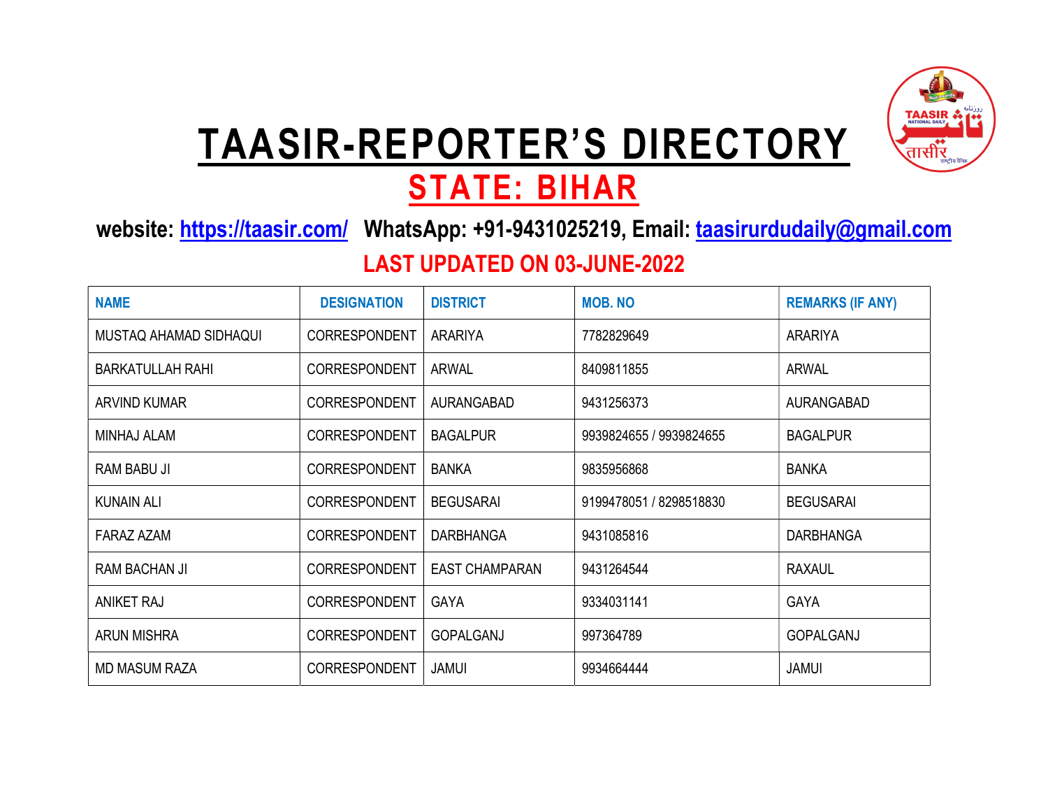# TAASIR-REPORTER'S DIRECTORY

## STATE: BIHAR

**website: https://taasir.com/ WhatsApp: +91-9431025219, Email: taasirurdudaily@gmail.com**

**LAST UPDATED ON 03-JUNE-2022**

| NAME | DESIGNATION | DISTRICT | MOB. NO | REMARKS (IF ANY) |
|---|---|---|---|---|
| MUSTAQ AHAMAD SIDHAQUI | CORRESPONDENT | ARARIYA | 7782829649 | ARARIYA |
| BARKATULLAH RAHI | CORRESPONDENT | ARWAL | 8409811855 | ARWAL |
| ARVIND KUMAR | CORRESPONDENT | AURANGABAD | 9431256373 | AURANGABAD |
| MINHAJ ALAM | CORRESPONDENT | BAGALPUR | 9939824655 / 9939824655 | BAGALPUR |
| RAM BABU JI | CORRESPONDENT | BANKA | 9835956868 | BANKA |
| KUNAIN ALI | CORRESPONDENT | BEGUSARAI | 9199478051 / 8298518830 | BEGUSARAI |
| FARAZ AZAM | CORRESPONDENT | DARBHANGA | 9431085816 | DARBHANGA |
| RAM BACHAN JI | CORRESPONDENT | EAST CHAMPARAN | 9431264544 | RAXAUL |
| ANIKET RAJ | CORRESPONDENT | GAYA | 9334031141 | GAYA |
| ARUN MISHRA | CORRESPONDENT | GOPALGANJ | 997364789 | GOPALGANJ |
| MD MASUM RAZA | CORRESPONDENT | JAMUI | 9934664444 | JAMUI |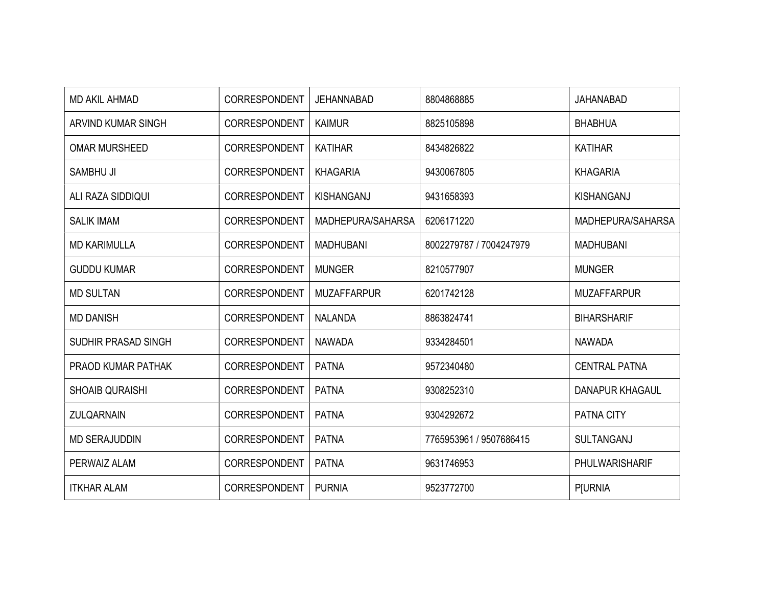| MD AKIL AHMAD | CORRESPONDENT | JEHANNABAD | 8804868885 | JAHANABAD |
|---|---|---|---|---|
| ARVIND KUMAR SINGH | CORRESPONDENT | KAIMUR | 8825105898 | BHABHUA |
| OMAR MURSHEED | CORRESPONDENT | KATIHAR | 8434826822 | KATIHAR |
| SAMBHU JI | CORRESPONDENT | KHAGARIA | 9430067805 | KHAGARIA |
| ALI RAZA SIDDIQUI | CORRESPONDENT | KISHANGANJ | 9431658393 | KISHANGANJ |
| SALIK IMAM | CORRESPONDENT | MADHEPURA/SAHARSA | 6206171220 | MADHEPURA/SAHARSA |
| MD KARIMULLA | CORRESPONDENT | MADHUBANI | 8002279787 / 7004247979 | MADHUBANI |
| GUDDU KUMAR | CORRESPONDENT | MUNGER | 8210577907 | MUNGER |
| MD SULTAN | CORRESPONDENT | MUZAFFARPUR | 6201742128 | MUZAFFARPUR |
| MD DANISH | CORRESPONDENT | NALANDA | 8863824741 | BIHARSHARIF |
| SUDHIR PRASAD SINGH | CORRESPONDENT | NAWADA | 9334284501 | NAWADA |
| PRAOD KUMAR PATHAK | CORRESPONDENT | PATNA | 9572340480 | CENTRAL PATNA |
| SHOAIB QURAISHI | CORRESPONDENT | PATNA | 9308252310 | DANAPUR KHAGAUL |
| ZULQARNAIN | CORRESPONDENT | PATNA | 9304292672 | PATNA CITY |
| MD SERAJUDDIN | CORRESPONDENT | PATNA | 7765953961 / 9507686415 | SULTANGANJ |
| PERWAIZ ALAM | CORRESPONDENT | PATNA | 9631746953 | PHULWARISHARIF |
| ITKHAR ALAM | CORRESPONDENT | PURNIA | 9523772700 | P[URNIA |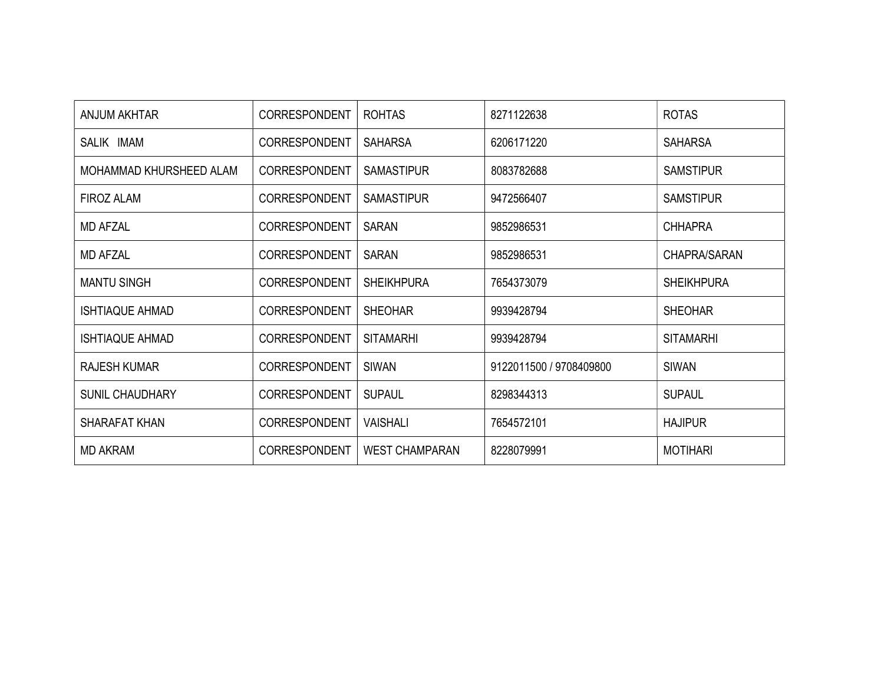| ANJUM AKHTAR | CORRESPONDENT | ROHTAS | 8271122638 | ROTAS |
|---|---|---|---|---|
| SALIK IMAM | CORRESPONDENT | SAHARSA | 6206171220 | SAHARSA |
| MOHAMMAD KHURSHEED ALAM | CORRESPONDENT | SAMASTIPUR | 8083782688 | SAMSTIPUR |
| FIROZ ALAM | CORRESPONDENT | SAMASTIPUR | 9472566407 | SAMSTIPUR |
| MD AFZAL | CORRESPONDENT | SARAN | 9852986531 | CHHAPRA |
| MD AFZAL | CORRESPONDENT | SARAN | 9852986531 | CHAPRA/SARAN |
| MANTU SINGH | CORRESPONDENT | SHEIKHPURA | 7654373079 | SHEIKHPURA |
| ISHTIAQUE AHMAD | CORRESPONDENT | SHEOHAR | 9939428794 | SHEOHAR |
| ISHTIAQUE AHMAD | CORRESPONDENT | SITAMARHI | 9939428794 | SITAMARHI |
| RAJESH KUMAR | CORRESPONDENT | SIWAN | 9122011500 / 9708409800 | SIWAN |
| SUNIL CHAUDHARY | CORRESPONDENT | SUPAUL | 8298344313 | SUPAUL |
| SHARAFAT KHAN | CORRESPONDENT | VAISHALI | 7654572101 | HAJIPUR |
| MD AKRAM | CORRESPONDENT | WEST CHAMPARAN | 8228079991 | MOTIHARI |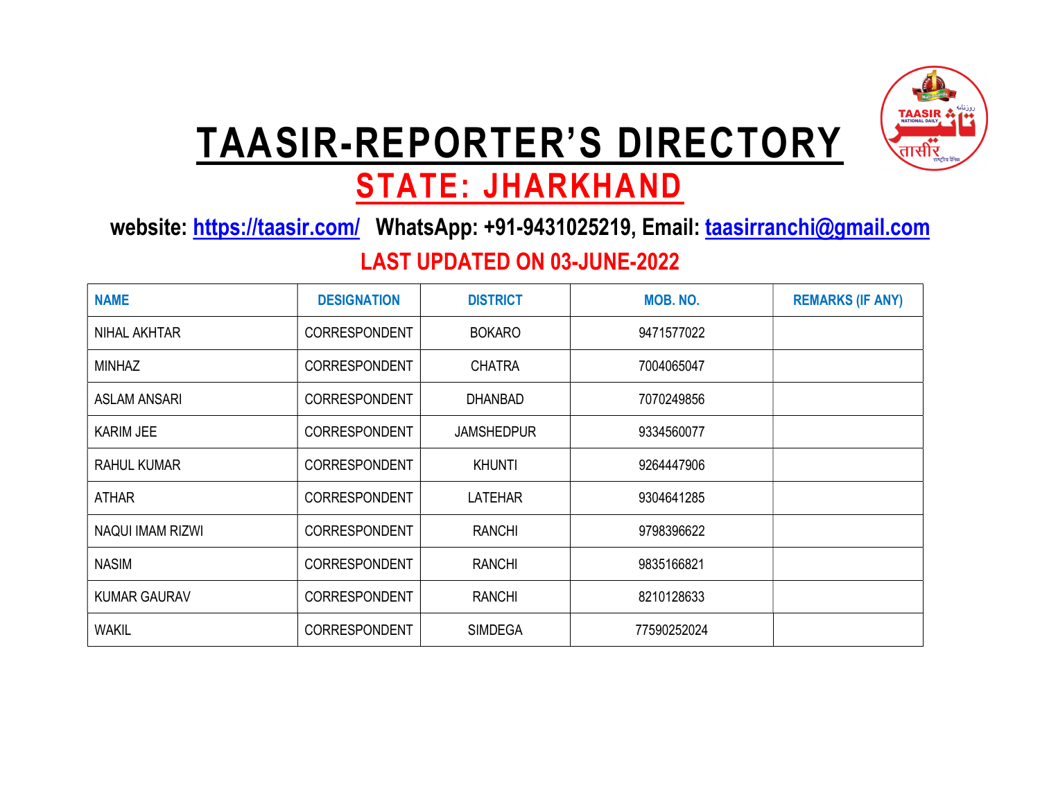# TAASIR-REPORTER'S DIRECTORY

## STATE: JHARKHAND

**website: https://taasir.com/ WhatsApp: +91-9431025219, Email: taasirranchi@gmail.com**

**LAST UPDATED ON 03-JUNE-2022**

| NAME | DESIGNATION | DISTRICT | MOB. NO. | REMARKS (IF ANY) |
|---|---|---|---|---|
| NIHAL AKHTAR | CORRESPONDENT | BOKARO | 9471577022 | |
| MINHAZ | CORRESPONDENT | CHATRA | 7004065047 | |
| ASLAM ANSARI | CORRESPONDENT | DHANBAD | 7070249856 | |
| KARIM JEE | CORRESPONDENT | JAMSHEDPUR | 9334560077 | |
| RAHUL KUMAR | CORRESPONDENT | KHUNTI | 9264447906 | |
| ATHAR | CORRESPONDENT | LATEHAR | 9304641285 | |
| NAQUI IMAM RIZWI | CORRESPONDENT | RANCHI | 9798396622 | |
| NASIM | CORRESPONDENT | RANCHI | 9835166821 | |
| KUMAR GAURAV | CORRESPONDENT | RANCHI | 8210128633 | |
| WAKIL | CORRESPONDENT | SIMDEGA | 77590252024 | |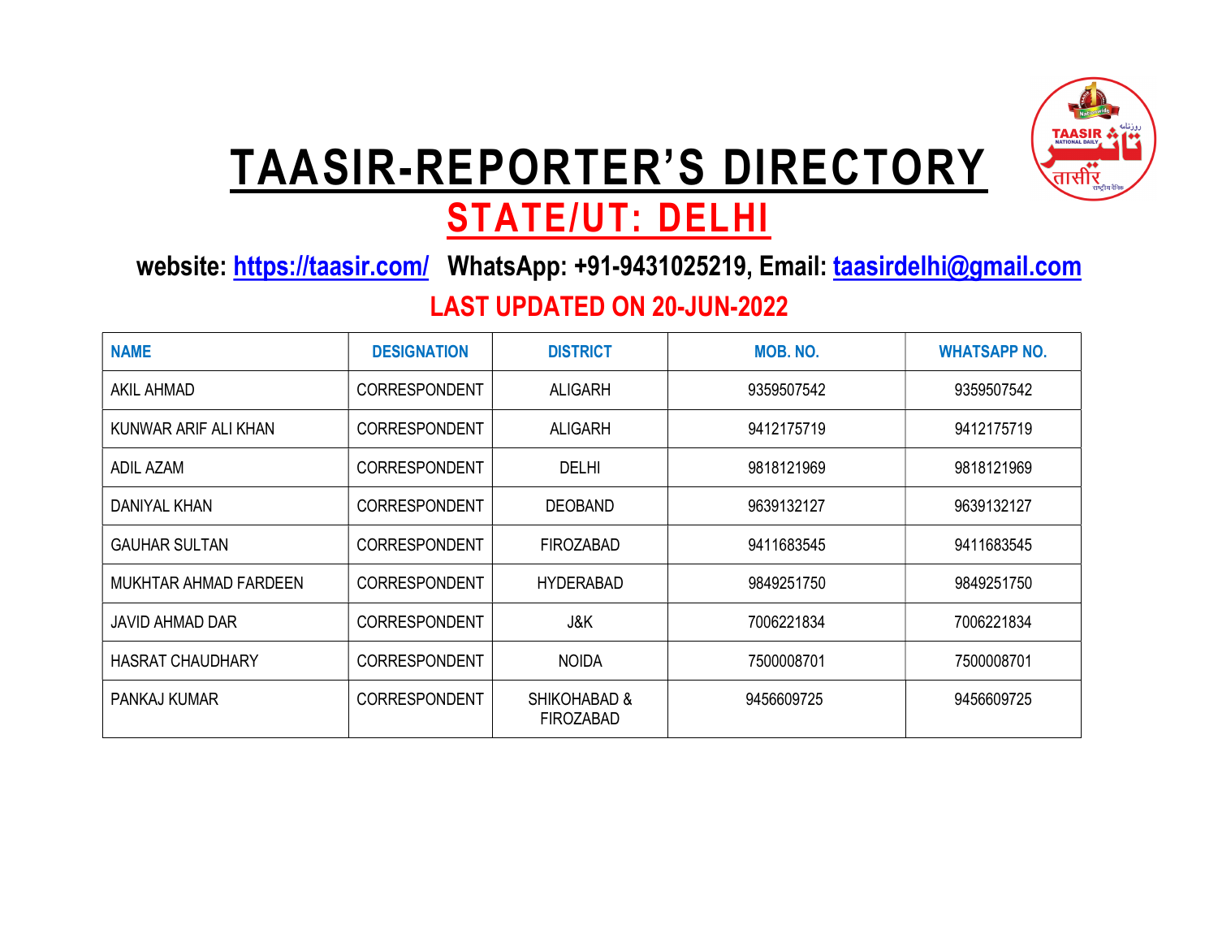# TAASIR-REPORTER'S DIRECTORY

## STATE/UT: DELHI

**website: https://taasir.com/ WhatsApp: +91-9431025219, Email: taasirdelhi@gmail.com**

**LAST UPDATED ON 20-JUN-2022**

| NAME | DESIGNATION | DISTRICT | MOB. NO. | WHATSAPP NO. |
|---|---|---|---|---|
| AKIL AHMAD | CORRESPONDENT | ALIGARH | 9359507542 | 9359507542 |
| KUNWAR ARIF ALI KHAN | CORRESPONDENT | ALIGARH | 9412175719 | 9412175719 |
| ADIL AZAM | CORRESPONDENT | DELHI | 9818121969 | 9818121969 |
| DANIYAL KHAN | CORRESPONDENT | DEOBAND | 9639132127 | 9639132127 |
| GAUHAR SULTAN | CORRESPONDENT | FIROZABAD | 9411683545 | 9411683545 |
| MUKHTAR AHMAD FARDEEN | CORRESPONDENT | HYDERABAD | 9849251750 | 9849251750 |
| JAVID AHMAD DAR | CORRESPONDENT | J&K | 7006221834 | 7006221834 |
| HASRAT CHAUDHARY | CORRESPONDENT | NOIDA | 7500008701 | 7500008701 |
| PANKAJ KUMAR | CORRESPONDENT | SHIKOHABAD & FIROZABAD | 9456609725 | 9456609725 |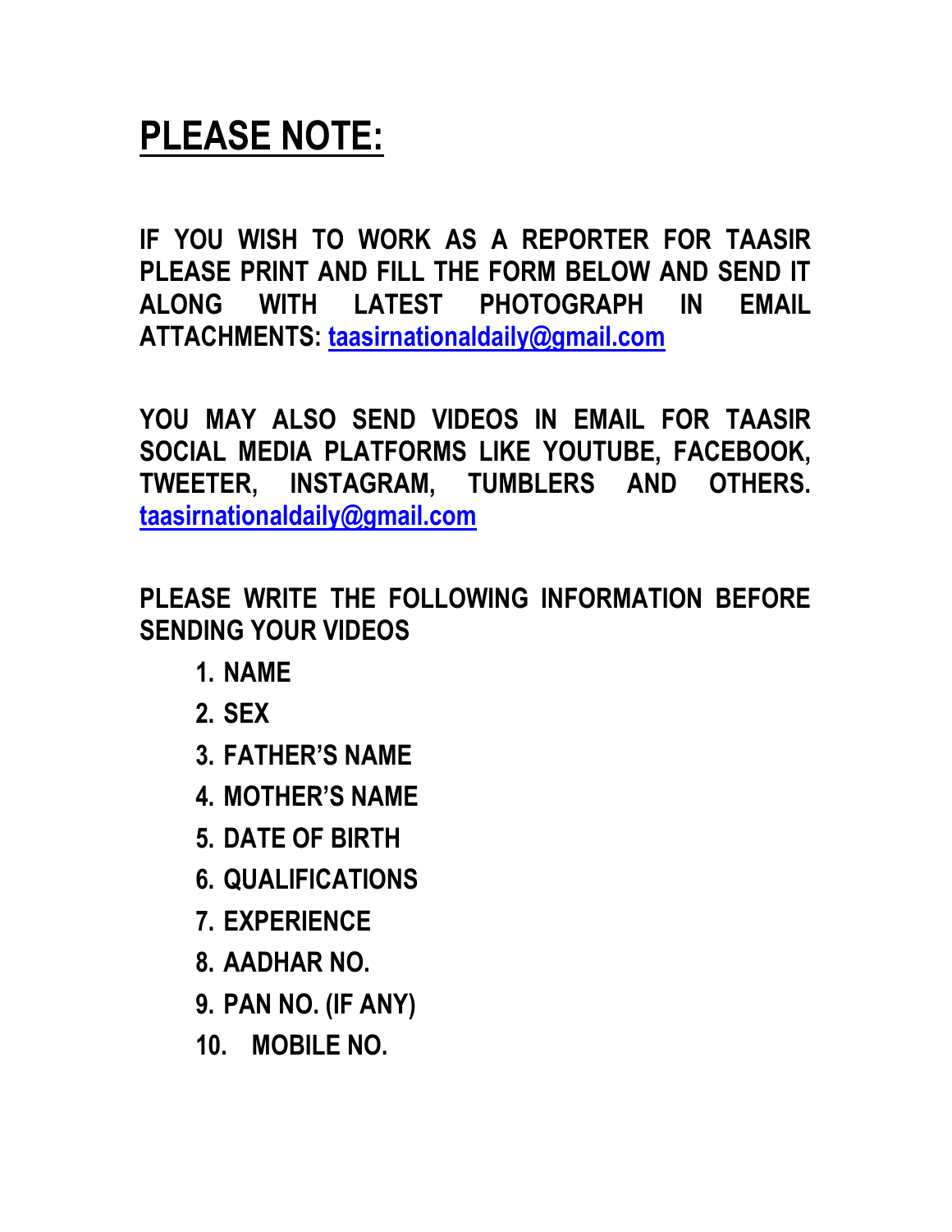# PLEASE NOTE:

**IF YOU WISH TO WORK AS A REPORTER FOR TAASIR PLEASE PRINT AND FILL THE FORM BELOW AND SEND IT ALONG WITH LATEST PHOTOGRAPH IN EMAIL ATTACHMENTS: taasirnationaldaily@gmail.com**

**YOU MAY ALSO SEND VIDEOS IN EMAIL FOR TAASIR SOCIAL MEDIA PLATFORMS LIKE YOUTUBE, FACEBOOK, TWEETER, INSTAGRAM, TUMBLERS AND OTHERS. taasirnationaldaily@gmail.com**

**PLEASE WRITE THE FOLLOWING INFORMATION BEFORE SENDING YOUR VIDEOS**

1. **NAME**
2. **SEX**
3. **FATHER'S NAME**
4. **MOTHER'S NAME**
5. **DATE OF BIRTH**
6. **QUALIFICATIONS**
7. **EXPERIENCE**
8. **AADHAR NO.**
9. **PAN NO. (IF ANY)**
10. **MOBILE NO.**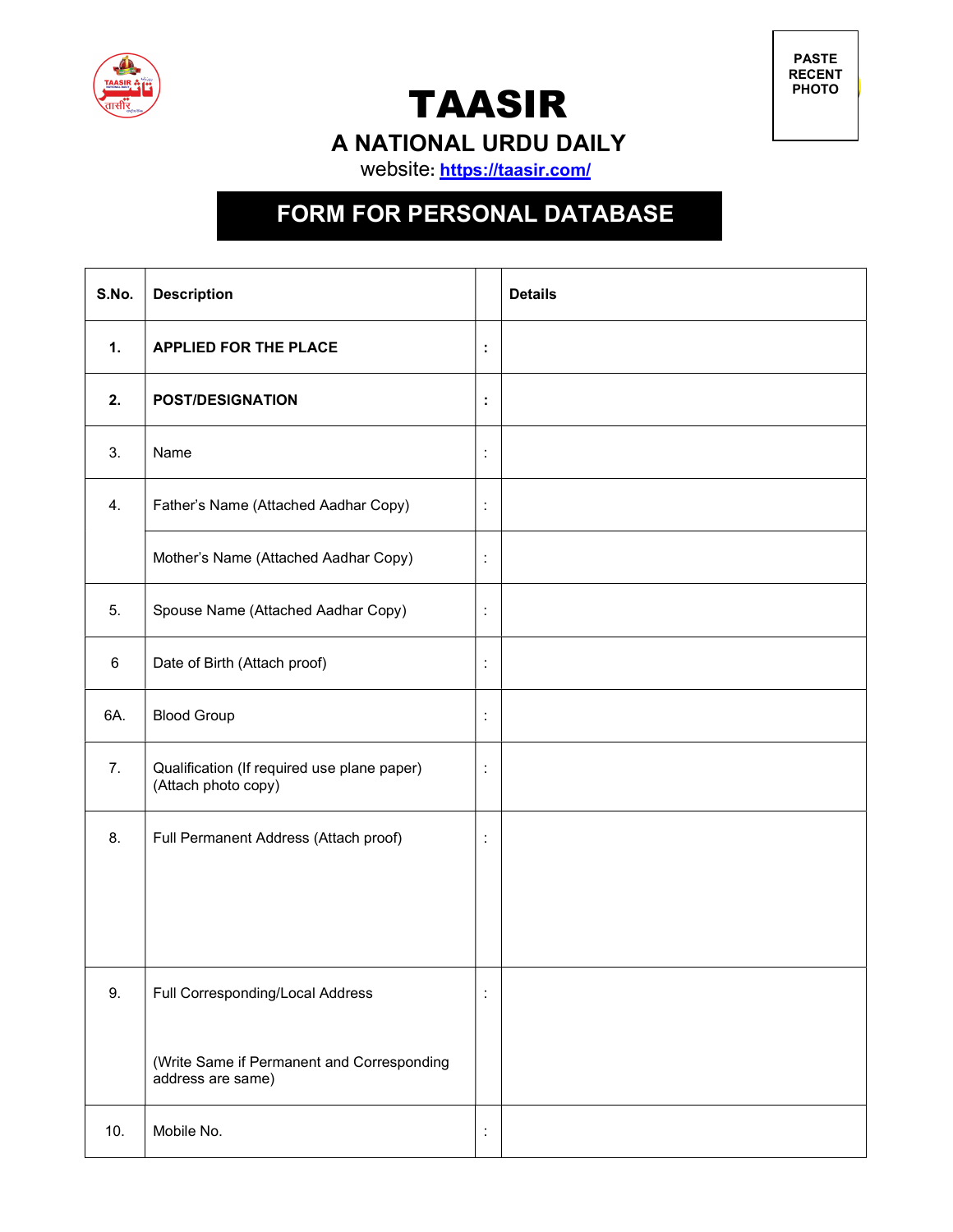PASTE RECENT PHOTO

# TAASIR

## A NATIONAL URDU DAILY

website: [https://taasir.com/](https://taasir.com/)

## FORM FOR PERSONAL DATABASE

| S.No. | Description | | Details |
|---|---|---|---|
| **1.** | **APPLIED FOR THE PLACE** | **:** | |
| **2.** | **POST/DESIGNATION** | **:** | |
| 3. | Name | : | |
| 4. | Father's Name (Attached Aadhar Copy) | : | |
| | Mother's Name (Attached Aadhar Copy) | : | |
| 5. | Spouse Name (Attached Aadhar Copy) | : | |
| 6 | Date of Birth (Attach proof) | : | |
| 6A. | Blood Group | : | |
| 7. | Qualification (If required use plane paper) (Attach photo copy) | : | |
| 8. | Full Permanent Address (Attach proof) | : | |
| 9. | Full Corresponding/Local Address<br><br>(Write Same if Permanent and Corresponding address are same) | : | |
| 10. | Mobile No. | : | |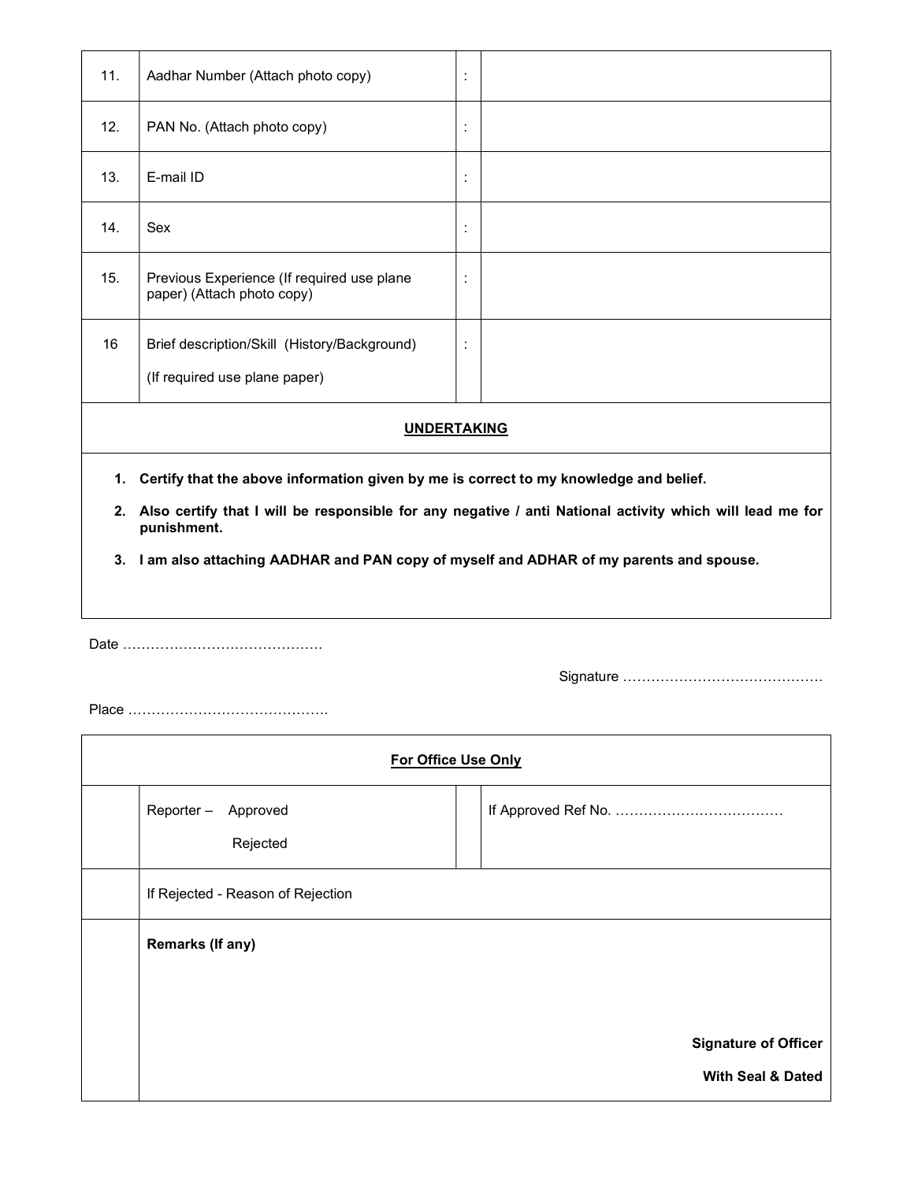| | | | |
|---|---|---|---|
| 11. | Aadhar Number (Attach photo copy) | : | |
| 12. | PAN No. (Attach photo copy) | : | |
| 13. | E-mail ID | : | |
| 14. | Sex | : | |
| 15. | Previous Experience (If required use plane paper) (Attach photo copy) | : | |
| 16 | Brief description/Skill (History/Background)<br><br>(If required use plane paper) | : | |

**UNDERTAKING**

1. **Certify that the above information given by me is correct to my knowledge and belief.**
2. **Also certify that I will be responsible for any negative / anti National activity which will lead me for punishment.**
3. **I am also attaching AADHAR and PAN copy of myself and ADHAR of my parents and spouse.**

Date ……………………………………

Signature ……………………………………

Place ……………………………………

**For Office Use Only**

| | | | |
|---|---|---|---|
| | Reporter – Approved<br><br>Rejected | | If Approved Ref No. ……………………………… |
| | If Rejected - Reason of Rejection | | |
| | **Remarks (If any)**<br><br>**Signature of Officer**<br><br>**With Seal & Dated** | | |